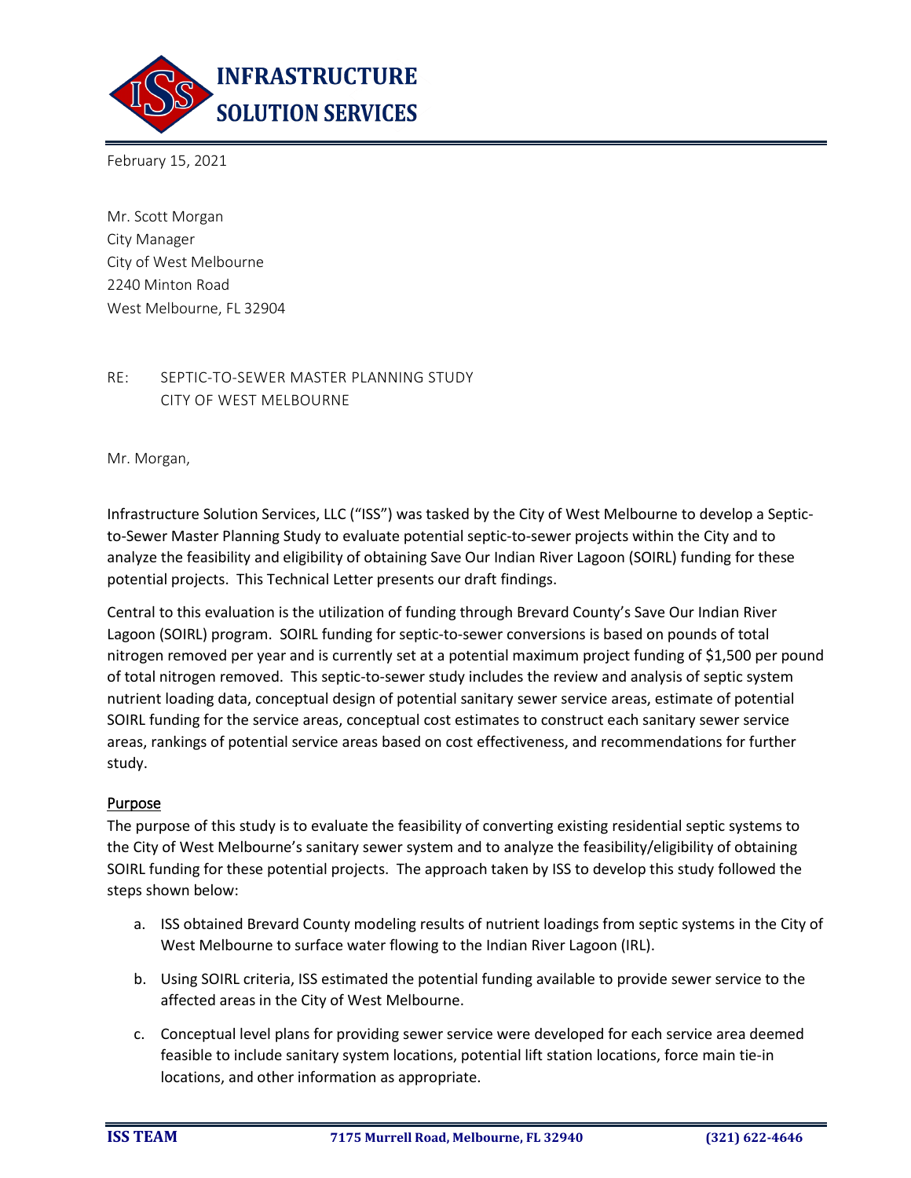February 15, 2021

Mr. Scott Morgan
City Manager
City of West Melbourne
2240 Minton Road
West Melbourne, FL 32904

RE: SEPTIC-TO-SEWER MASTER PLANNING STUDY
CITY OF WEST MELBOURNE

Mr. Morgan,

Infrastructure Solution Services, LLC ("ISS") was tasked by the City of West Melbourne to develop a Septic-to-Sewer Master Planning Study to evaluate potential septic-to-sewer projects within the City and to analyze the feasibility and eligibility of obtaining Save Our Indian River Lagoon (SOIRL) funding for these potential projects. This Technical Letter presents our draft findings.

Central to this evaluation is the utilization of funding through Brevard County's Save Our Indian River Lagoon (SOIRL) program. SOIRL funding for septic-to-sewer conversions is based on pounds of total nitrogen removed per year and is currently set at a potential maximum project funding of $1,500 per pound of total nitrogen removed. This septic-to-sewer study includes the review and analysis of septic system nutrient loading data, conceptual design of potential sanitary sewer service areas, estimate of potential SOIRL funding for the service areas, conceptual cost estimates to construct each sanitary sewer service areas, rankings of potential service areas based on cost effectiveness, and recommendations for further study.

## Purpose

The purpose of this study is to evaluate the feasibility of converting existing residential septic systems to the City of West Melbourne's sanitary sewer system and to analyze the feasibility/eligibility of obtaining SOIRL funding for these potential projects. The approach taken by ISS to develop this study followed the steps shown below:

a. ISS obtained Brevard County modeling results of nutrient loadings from septic systems in the City of West Melbourne to surface water flowing to the Indian River Lagoon (IRL).

b. Using SOIRL criteria, ISS estimated the potential funding available to provide sewer service to the affected areas in the City of West Melbourne.

c. Conceptual level plans for providing sewer service were developed for each service area deemed feasible to include sanitary system locations, potential lift station locations, force main tie-in locations, and other information as appropriate.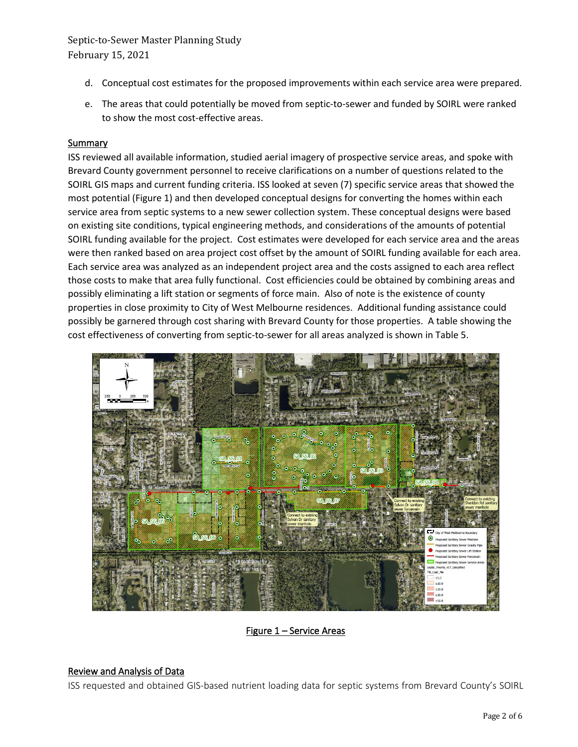d. Conceptual cost estimates for the proposed improvements within each service area were prepared.

e. The areas that could potentially be moved from septic-to-sewer and funded by SOIRL were ranked to show the most cost-effective areas.

## Summary

ISS reviewed all available information, studied aerial imagery of prospective service areas, and spoke with Brevard County government personnel to receive clarifications on a number of questions related to the SOIRL GIS maps and current funding criteria. ISS looked at seven (7) specific service areas that showed the most potential (Figure 1) and then developed conceptual designs for converting the homes within each service area from septic systems to a new sewer collection system. These conceptual designs were based on existing site conditions, typical engineering methods, and considerations of the amounts of potential SOIRL funding available for the project. Cost estimates were developed for each service area and the areas were then ranked based on area project cost offset by the amount of SOIRL funding available for each area. Each service area was analyzed as an independent project area and the costs assigned to each area reflect those costs to make that area fully functional. Cost efficiencies could be obtained by combining areas and possibly eliminating a lift station or segments of force main. Also of note is the existence of county properties in close proximity to City of West Melbourne residences. Additional funding assistance could possibly be garnered through cost sharing with Brevard County for those properties. A table showing the cost effectiveness of converting from septic-to-sewer for all areas analyzed is shown in Table 5.

Figure 1 – Service Areas

## Review and Analysis of Data

ISS requested and obtained GIS-based nutrient loading data for septic systems from Brevard County's SOIRL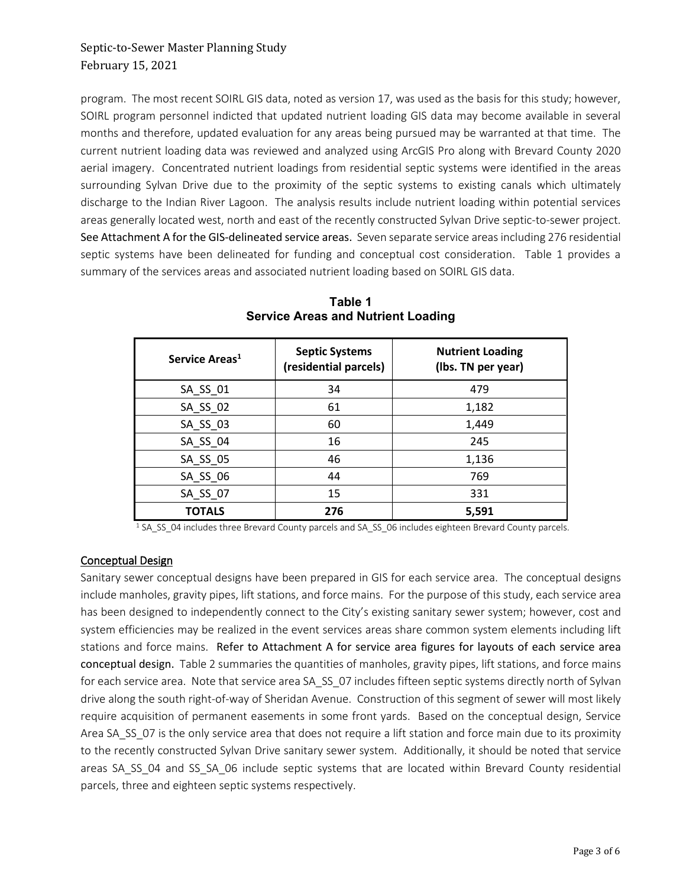program. The most recent SOIRL GIS data, noted as version 17, was used as the basis for this study; however, SOIRL program personnel indicted that updated nutrient loading GIS data may become available in several months and therefore, updated evaluation for any areas being pursued may be warranted at that time. The current nutrient loading data was reviewed and analyzed using ArcGIS Pro along with Brevard County 2020 aerial imagery. Concentrated nutrient loadings from residential septic systems were identified in the areas surrounding Sylvan Drive due to the proximity of the septic systems to existing canals which ultimately discharge to the Indian River Lagoon. The analysis results include nutrient loading within potential services areas generally located west, north and east of the recently constructed Sylvan Drive septic-to-sewer project. See Attachment A for the GIS-delineated service areas. Seven separate service areas including 276 residential septic systems have been delineated for funding and conceptual cost consideration. Table 1 provides a summary of the services areas and associated nutrient loading based on SOIRL GIS data.

**Table 1**
**Service Areas and Nutrient Loading**

| Service Areas[1] | Septic Systems (residential parcels) | Nutrient Loading (lbs. TN per year) |
|---|---|---|
| SA_SS_01 | 34 | 479 |
| SA_SS_02 | 61 | 1,182 |
| SA_SS_03 | 60 | 1,449 |
| SA_SS_04 | 16 | 245 |
| SA_SS_05 | 46 | 1,136 |
| SA_SS_06 | 44 | 769 |
| SA_SS_07 | 15 | 331 |
| **TOTALS** | **276** | **5,591** |

[1] SA_SS_04 includes three Brevard County parcels and SA_SS_06 includes eighteen Brevard County parcels.

## Conceptual Design

Sanitary sewer conceptual designs have been prepared in GIS for each service area. The conceptual designs include manholes, gravity pipes, lift stations, and force mains. For the purpose of this study, each service area has been designed to independently connect to the City's existing sanitary sewer system; however, cost and system efficiencies may be realized in the event services areas share common system elements including lift stations and force mains. Refer to Attachment A for service area figures for layouts of each service area conceptual design. Table 2 summaries the quantities of manholes, gravity pipes, lift stations, and force mains for each service area. Note that service area SA_SS_07 includes fifteen septic systems directly north of Sylvan drive along the south right-of-way of Sheridan Avenue. Construction of this segment of sewer will most likely require acquisition of permanent easements in some front yards. Based on the conceptual design, Service Area SA_SS_07 is the only service area that does not require a lift station and force main due to its proximity to the recently constructed Sylvan Drive sanitary sewer system. Additionally, it should be noted that service areas SA_SS_04 and SS_SA_06 include septic systems that are located within Brevard County residential parcels, three and eighteen septic systems respectively.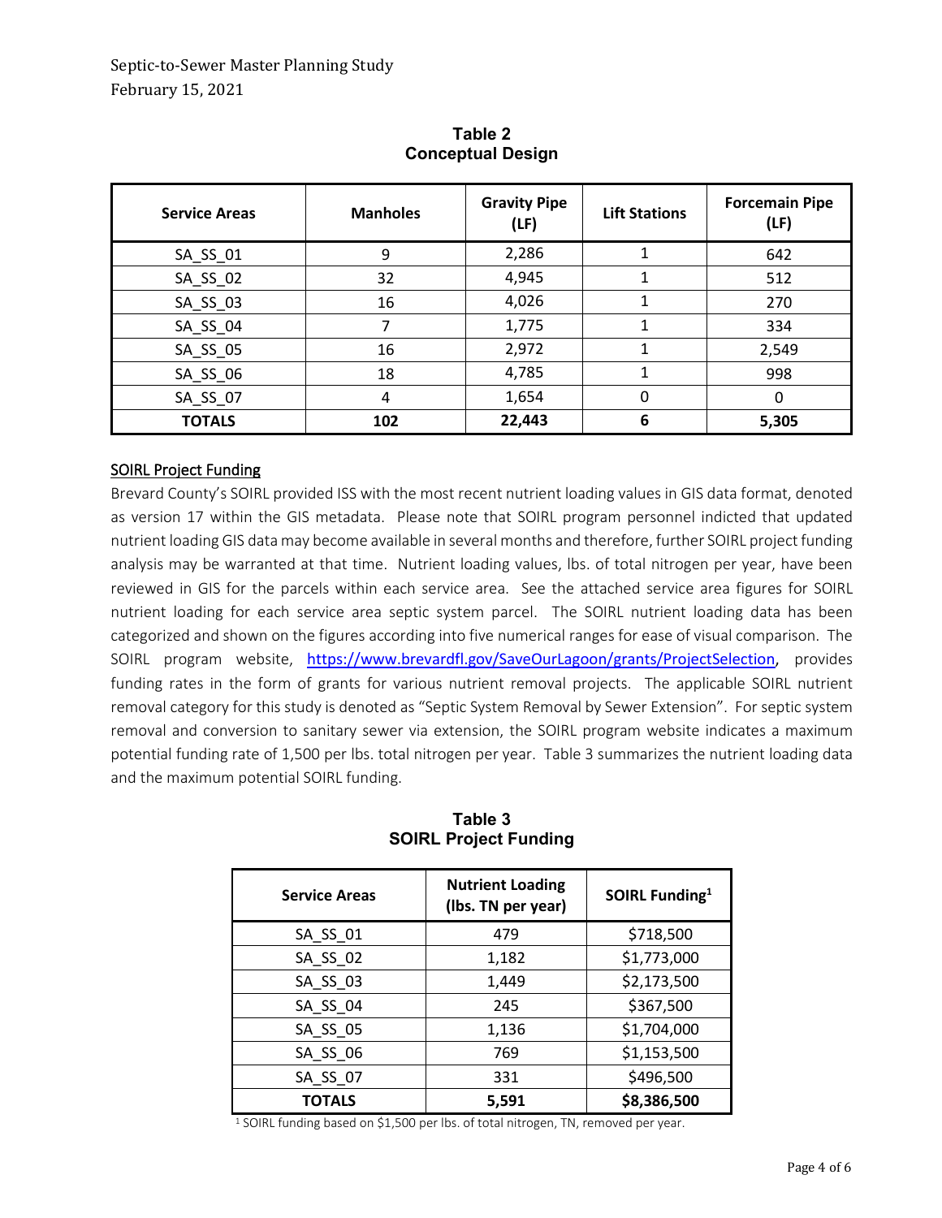**Table 2**
**Conceptual Design**

| Service Areas | Manholes | Gravity Pipe (LF) | Lift Stations | Forcemain Pipe (LF) |
|---|---|---|---|---|
| SA_SS_01 | 9 | 2,286 | 1 | 642 |
| SA_SS_02 | 32 | 4,945 | 1 | 512 |
| SA_SS_03 | 16 | 4,026 | 1 | 270 |
| SA_SS_04 | 7 | 1,775 | 1 | 334 |
| SA_SS_05 | 16 | 2,972 | 1 | 2,549 |
| SA_SS_06 | 18 | 4,785 | 1 | 998 |
| SA_SS_07 | 4 | 1,654 | 0 | 0 |
| **TOTALS** | **102** | **22,443** | **6** | **5,305** |

## SOIRL Project Funding

Brevard County's SOIRL provided ISS with the most recent nutrient loading values in GIS data format, denoted as version 17 within the GIS metadata. Please note that SOIRL program personnel indicted that updated nutrient loading GIS data may become available in several months and therefore, further SOIRL project funding analysis may be warranted at that time. Nutrient loading values, lbs. of total nitrogen per year, have been reviewed in GIS for the parcels within each service area. See the attached service area figures for SOIRL nutrient loading for each service area septic system parcel. The SOIRL nutrient loading data has been categorized and shown on the figures according into five numerical ranges for ease of visual comparison. The SOIRL program website, https://www.brevardfl.gov/SaveOurLagoon/grants/ProjectSelection, provides funding rates in the form of grants for various nutrient removal projects. The applicable SOIRL nutrient removal category for this study is denoted as "Septic System Removal by Sewer Extension". For septic system removal and conversion to sanitary sewer via extension, the SOIRL program website indicates a maximum potential funding rate of 1,500 per lbs. total nitrogen per year. Table 3 summarizes the nutrient loading data and the maximum potential SOIRL funding.

**Table 3**
**SOIRL Project Funding**

| Service Areas | Nutrient Loading (lbs. TN per year) | SOIRL Funding[1] |
|---|---|---|
| SA_SS_01 | 479 | $718,500 |
| SA_SS_02 | 1,182 | $1,773,000 |
| SA_SS_03 | 1,449 | $2,173,500 |
| SA_SS_04 | 245 | $367,500 |
| SA_SS_05 | 1,136 | $1,704,000 |
| SA_SS_06 | 769 | $1,153,500 |
| SA_SS_07 | 331 | $496,500 |
| **TOTALS** | **5,591** | **$8,386,500** |

[1] SOIRL funding based on $1,500 per lbs. of total nitrogen, TN, removed per year.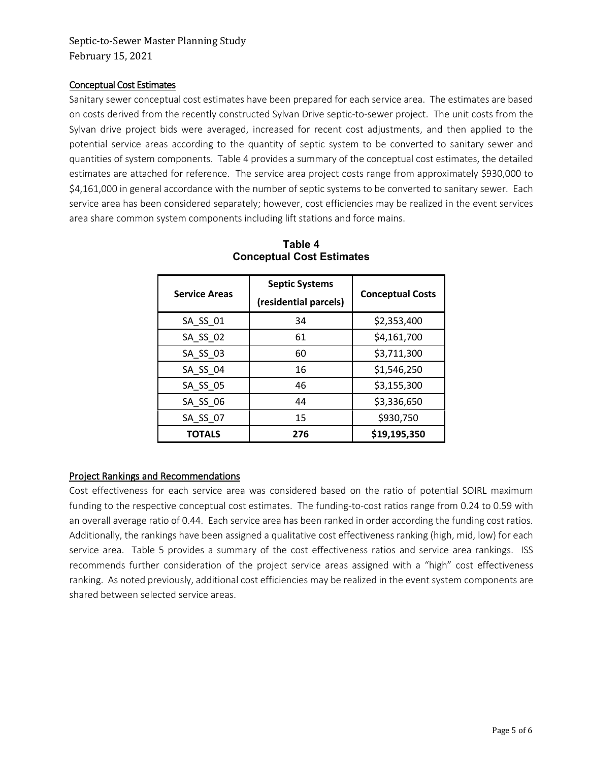## Conceptual Cost Estimates

Sanitary sewer conceptual cost estimates have been prepared for each service area. The estimates are based on costs derived from the recently constructed Sylvan Drive septic-to-sewer project. The unit costs from the Sylvan drive project bids were averaged, increased for recent cost adjustments, and then applied to the potential service areas according to the quantity of septic system to be converted to sanitary sewer and quantities of system components. Table 4 provides a summary of the conceptual cost estimates, the detailed estimates are attached for reference. The service area project costs range from approximately $930,000 to $4,161,000 in general accordance with the number of septic systems to be converted to sanitary sewer. Each service area has been considered separately; however, cost efficiencies may be realized in the event services area share common system components including lift stations and force mains.

**Table 4**
**Conceptual Cost Estimates**

| Service Areas | Septic Systems (residential parcels) | Conceptual Costs |
|---|---|---|
| SA_SS_01 | 34 | $2,353,400 |
| SA_SS_02 | 61 | $4,161,700 |
| SA_SS_03 | 60 | $3,711,300 |
| SA_SS_04 | 16 | $1,546,250 |
| SA_SS_05 | 46 | $3,155,300 |
| SA_SS_06 | 44 | $3,336,650 |
| SA_SS_07 | 15 | $930,750 |
| **TOTALS** | **276** | **$19,195,350** |

## Project Rankings and Recommendations

Cost effectiveness for each service area was considered based on the ratio of potential SOIRL maximum funding to the respective conceptual cost estimates. The funding-to-cost ratios range from 0.24 to 0.59 with an overall average ratio of 0.44. Each service area has been ranked in order according the funding cost ratios. Additionally, the rankings have been assigned a qualitative cost effectiveness ranking (high, mid, low) for each service area. Table 5 provides a summary of the cost effectiveness ratios and service area rankings. ISS recommends further consideration of the project service areas assigned with a "high" cost effectiveness ranking. As noted previously, additional cost efficiencies may be realized in the event system components are shared between selected service areas.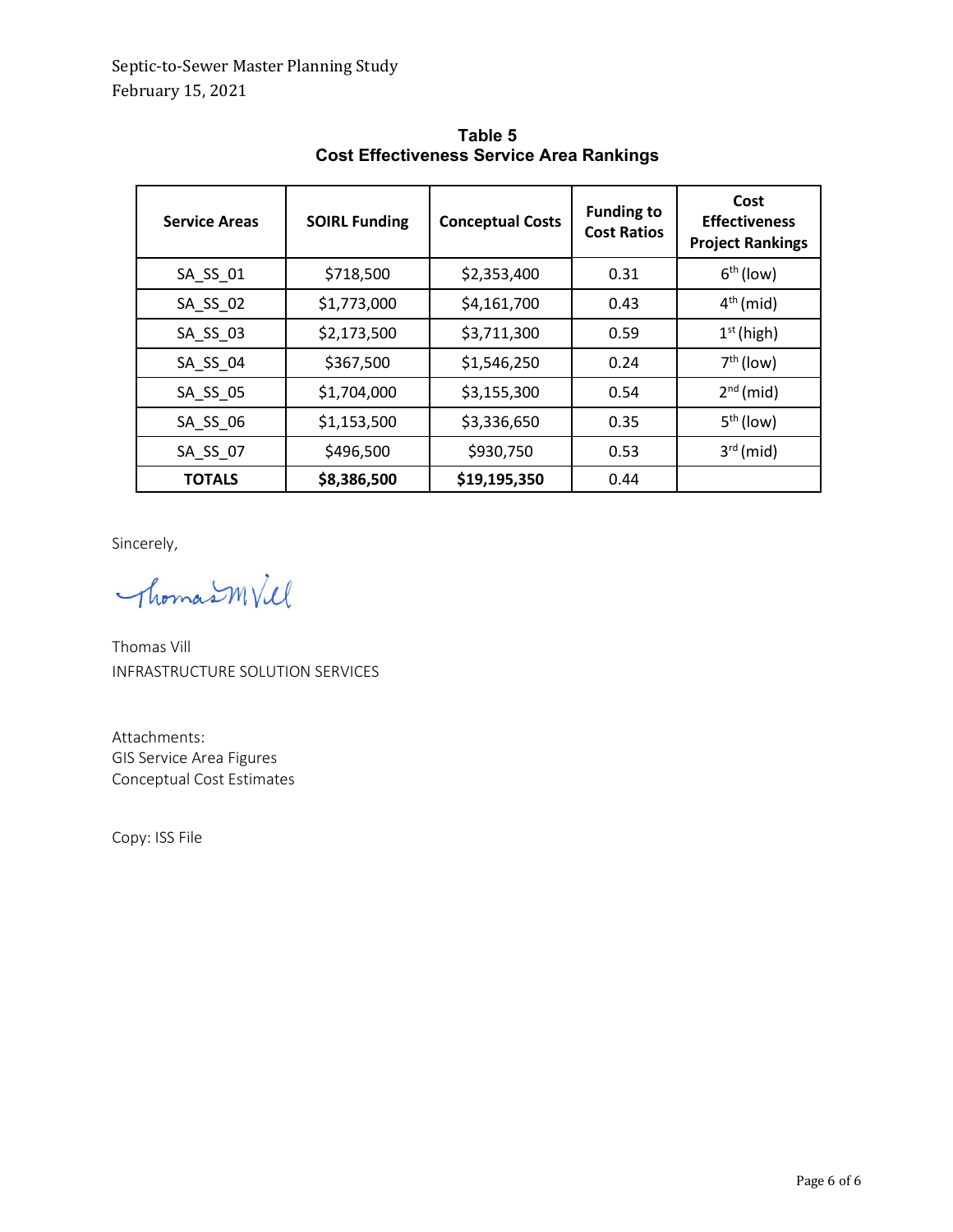**Table 5**
**Cost Effectiveness Service Area Rankings**

| Service Areas | SOIRL Funding | Conceptual Costs | Funding to Cost Ratios | Cost Effectiveness Project Rankings |
|---|---|---|---|---|
| SA_SS_01 | $718,500 | $2,353,400 | 0.31 | 6th (low) |
| SA_SS_02 | $1,773,000 | $4,161,700 | 0.43 | 4th (mid) |
| SA_SS_03 | $2,173,500 | $3,711,300 | 0.59 | 1st (high) |
| SA_SS_04 | $367,500 | $1,546,250 | 0.24 | 7th (low) |
| SA_SS_05 | $1,704,000 | $3,155,300 | 0.54 | 2nd (mid) |
| SA_SS_06 | $1,153,500 | $3,336,650 | 0.35 | 5th (low) |
| SA_SS_07 | $496,500 | $930,750 | 0.53 | 3rd (mid) |
| **TOTALS** | **$8,386,500** | **$19,195,350** | 0.44 | |

Sincerely,

Thomas M Vill

Thomas Vill
INFRASTRUCTURE SOLUTION SERVICES

Attachments:
GIS Service Area Figures
Conceptual Cost Estimates

Copy: ISS File